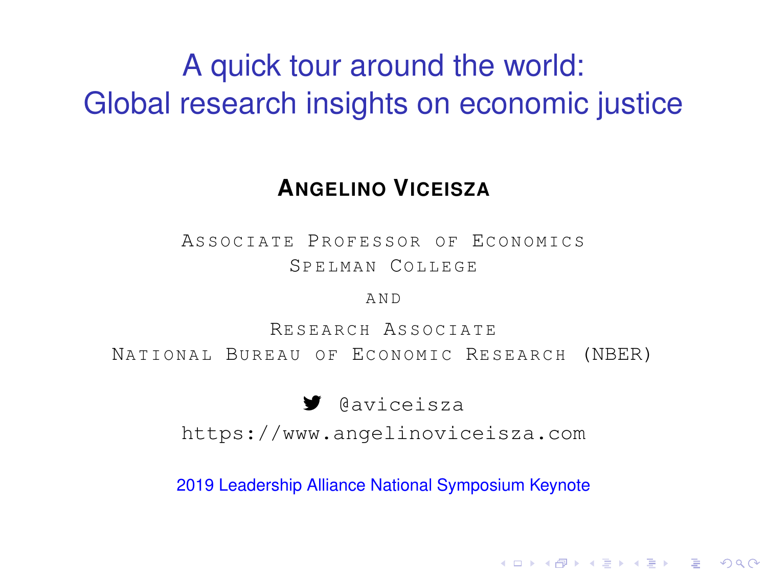# A quick tour around the world: Global research insights on economic justice

**Angelino Viceisza**

Associate Professor of Economics
Spelman College

and

Research Associate
National Bureau of Economic Research (NBER)

@aviceisza

https://www.angelinoviceisza.com

2019 Leadership Alliance National Symposium Keynote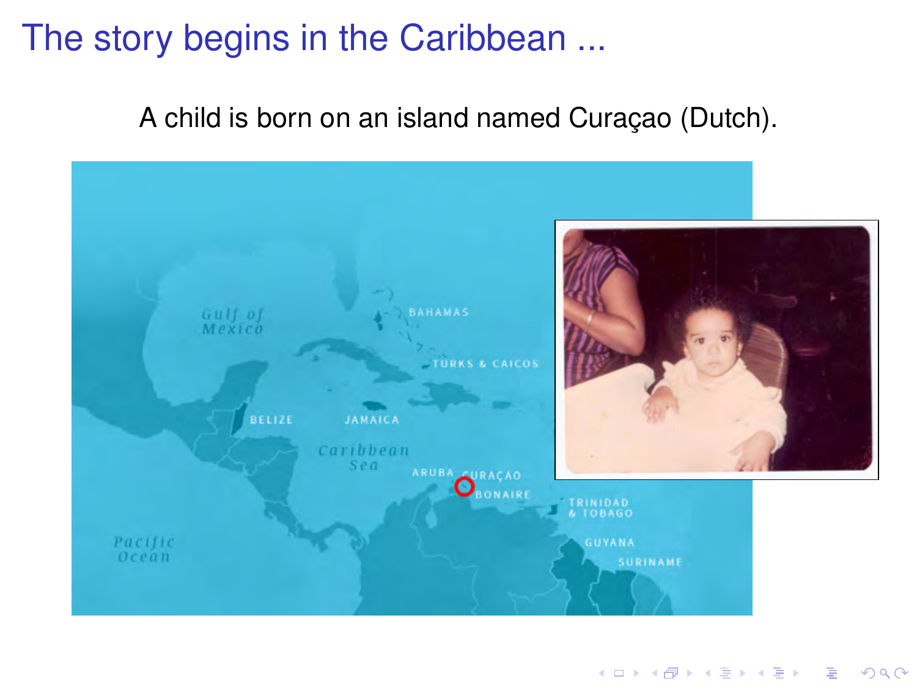# The story begins in the Caribbean ...

A child is born on an island named Curaçao (Dutch).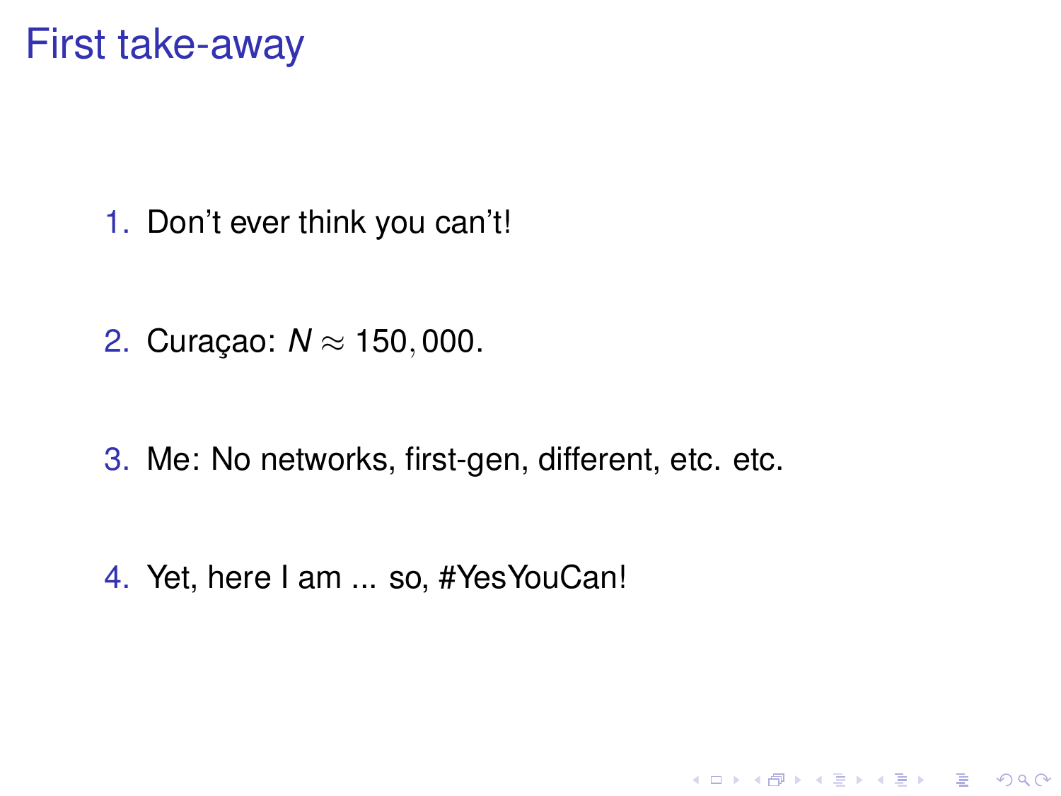# First take-away

1. Don't ever think you can't!
2. Curaçao: $N \approx 150,000$.
3. Me: No networks, first-gen, different, etc. etc.
4. Yet, here I am ... so, #YesYouCan!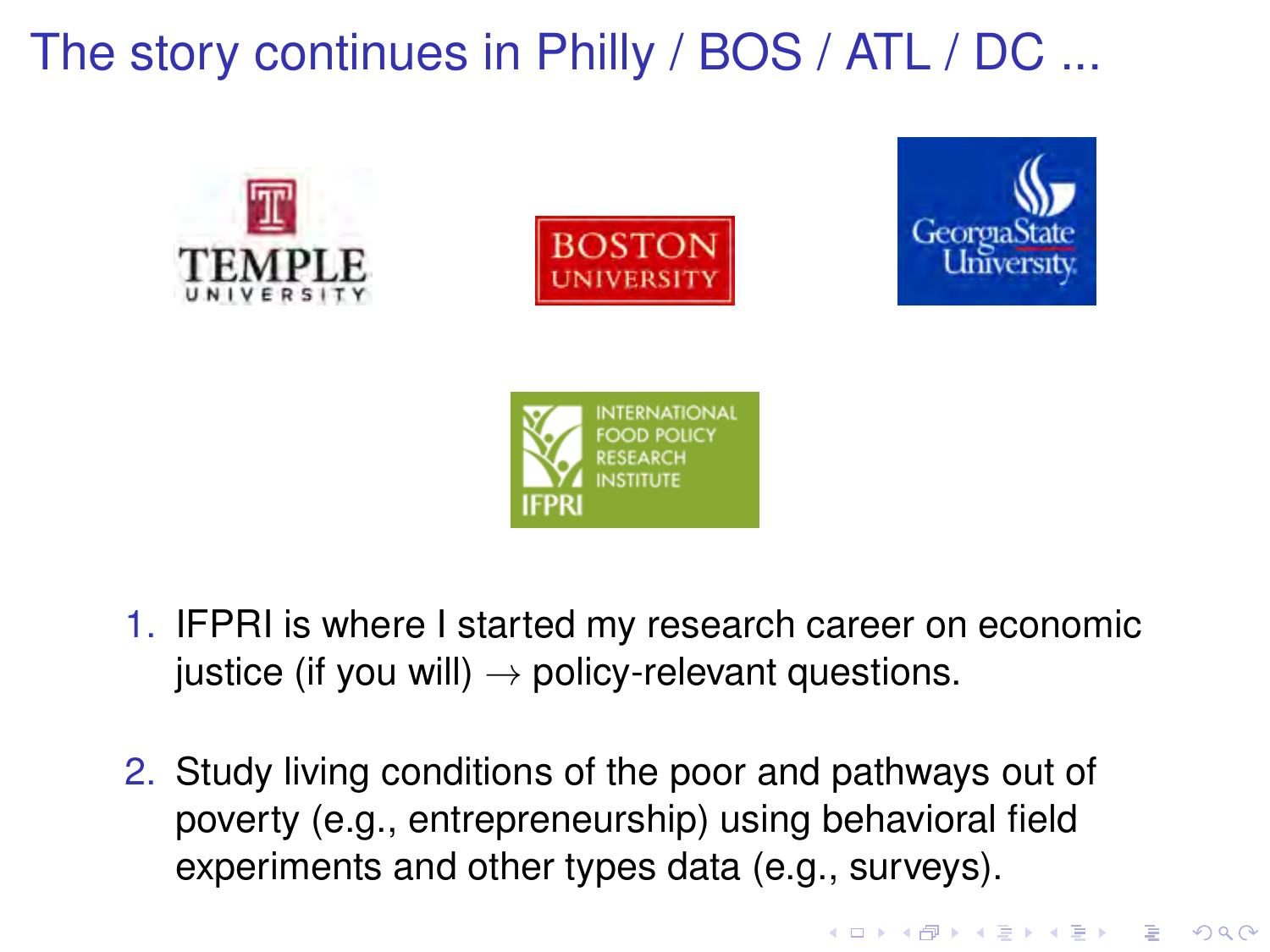# The story continues in Philly / BOS / ATL / DC ...

1. IFPRI is where I started my research career on economic justice (if you will) $\rightarrow$ policy-relevant questions.

2. Study living conditions of the poor and pathways out of poverty (e.g., entrepreneurship) using behavioral field experiments and other types data (e.g., surveys).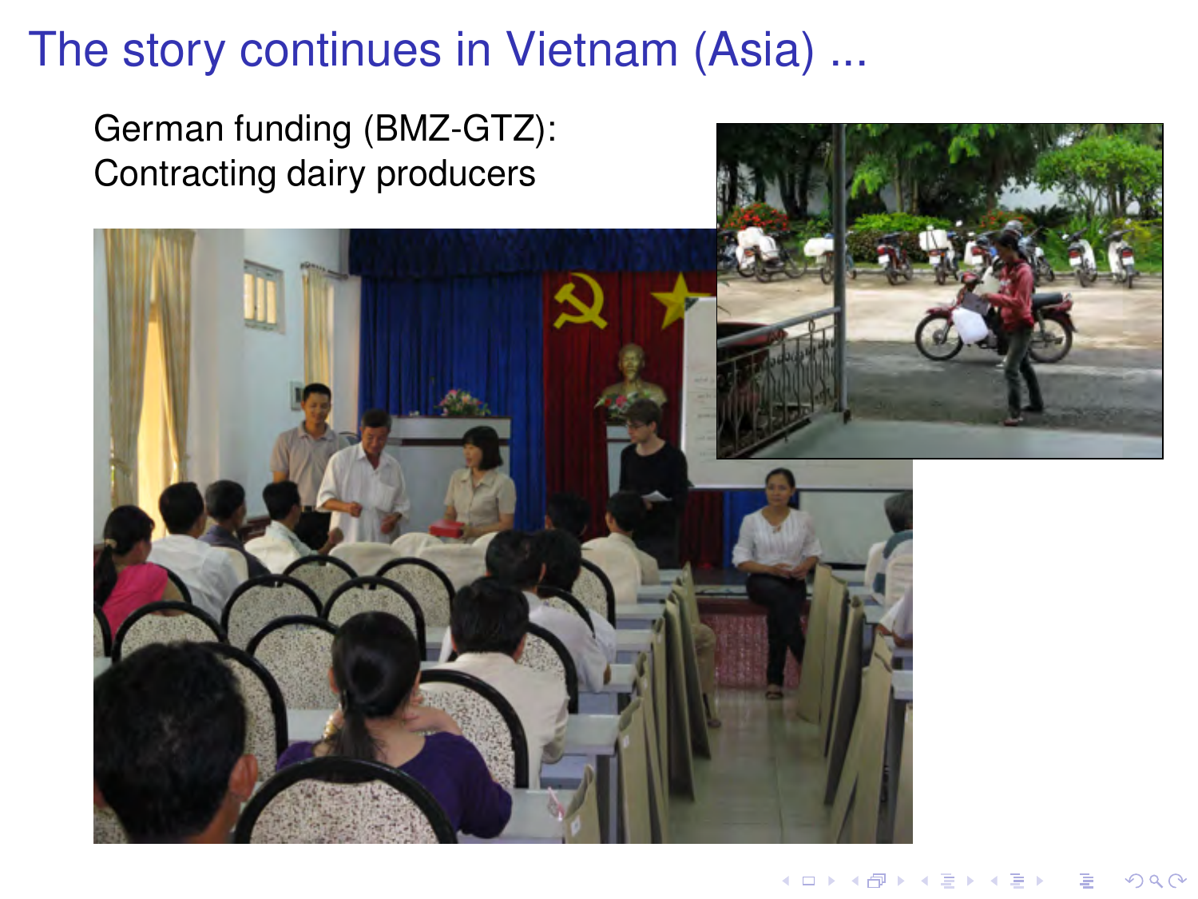# The story continues in Vietnam (Asia) ...

German funding (BMZ-GTZ):
Contracting dairy producers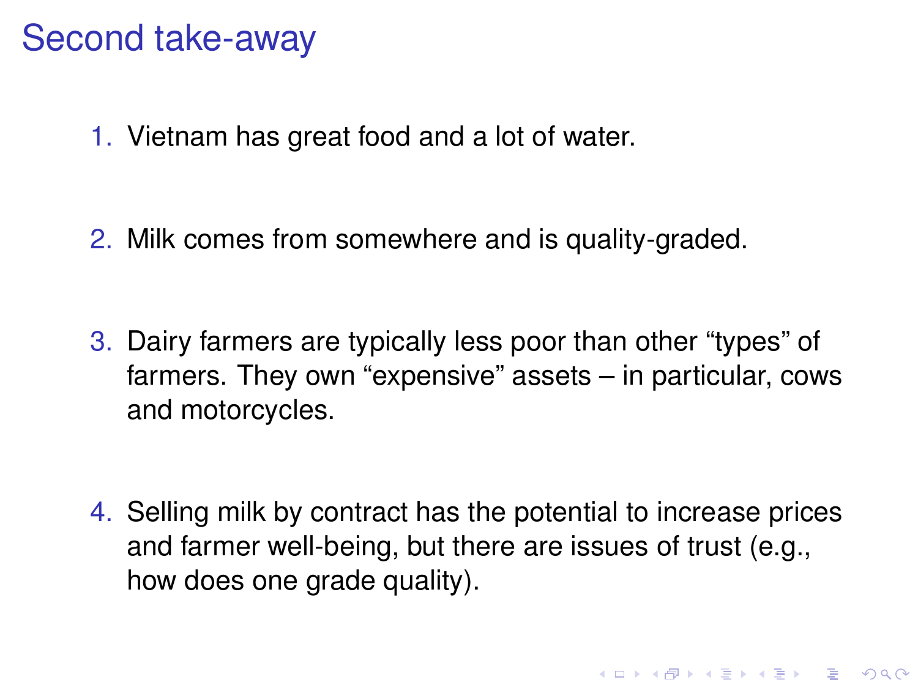# Second take-away

1. Vietnam has great food and a lot of water.

2. Milk comes from somewhere and is quality-graded.

3. Dairy farmers are typically less poor than other "types" of farmers. They own "expensive" assets – in particular, cows and motorcycles.

4. Selling milk by contract has the potential to increase prices and farmer well-being, but there are issues of trust (e.g., how does one grade quality).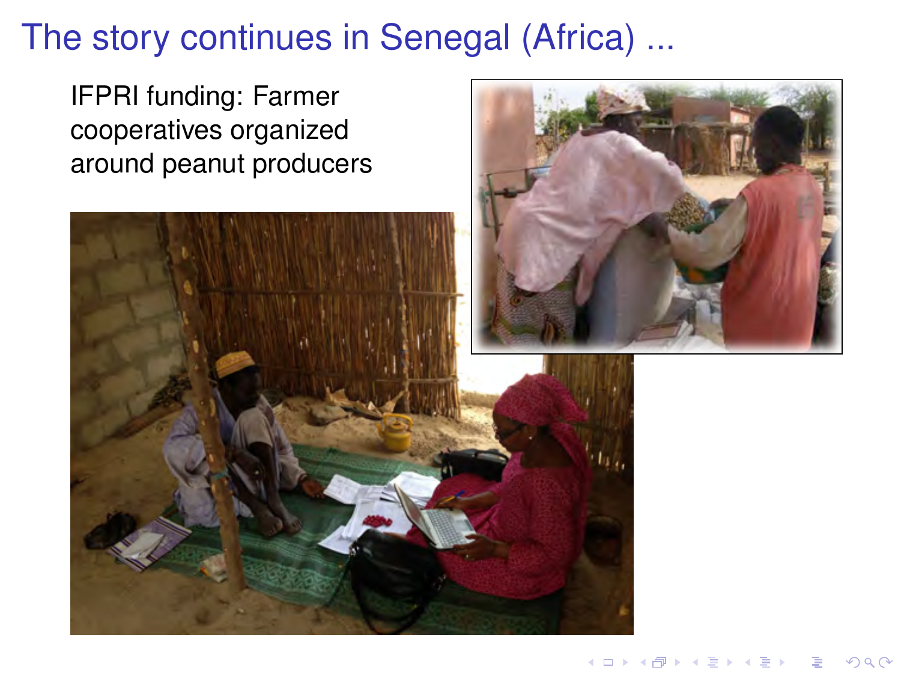# The story continues in Senegal (Africa) ...

IFPRI funding: Farmer cooperatives organized around peanut producers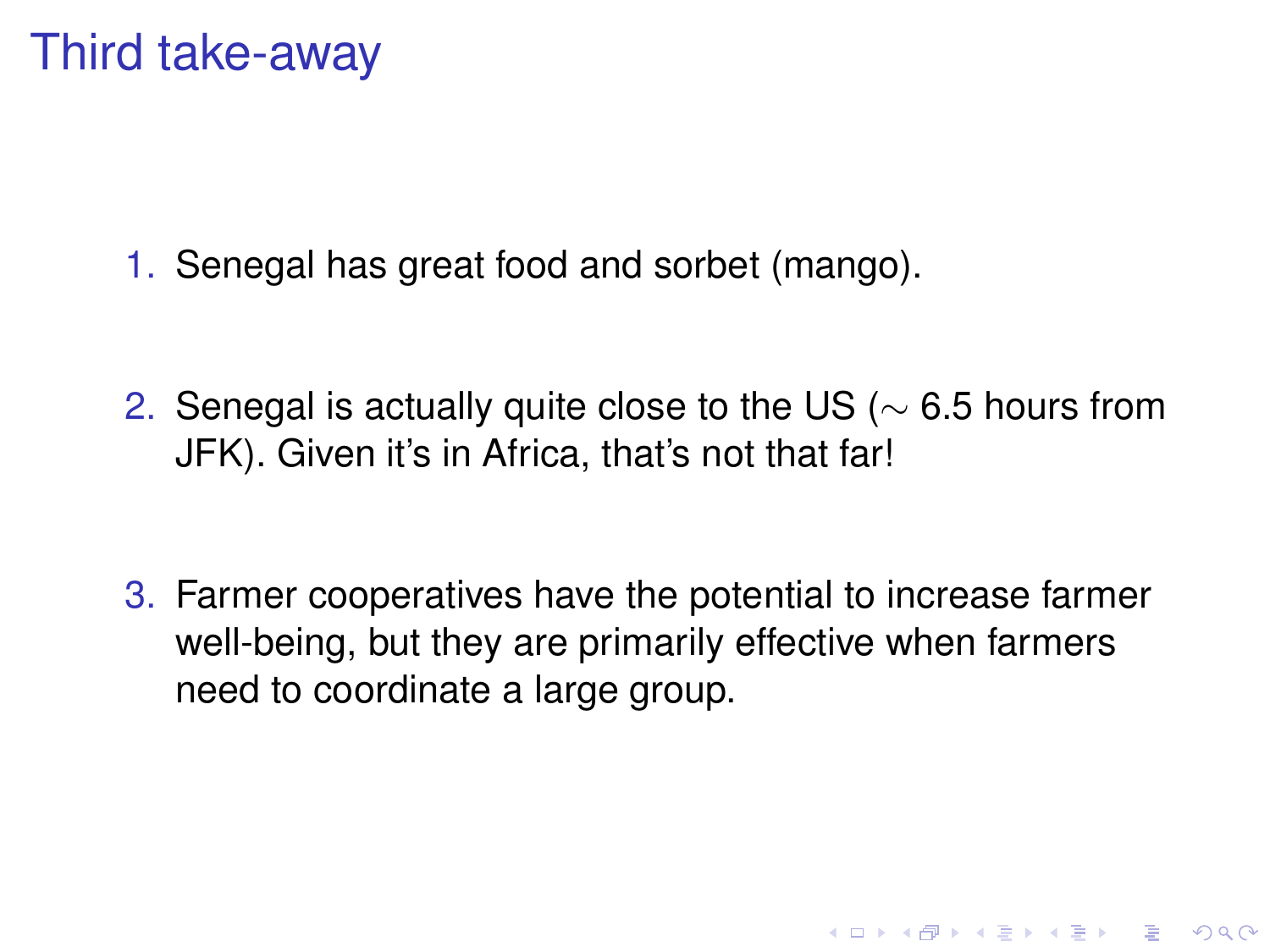# Third take-away

1. Senegal has great food and sorbet (mango).
2. Senegal is actually quite close to the US ($\sim$ 6.5 hours from JFK). Given it's in Africa, that's not that far!
3. Farmer cooperatives have the potential to increase farmer well-being, but they are primarily effective when farmers need to coordinate a large group.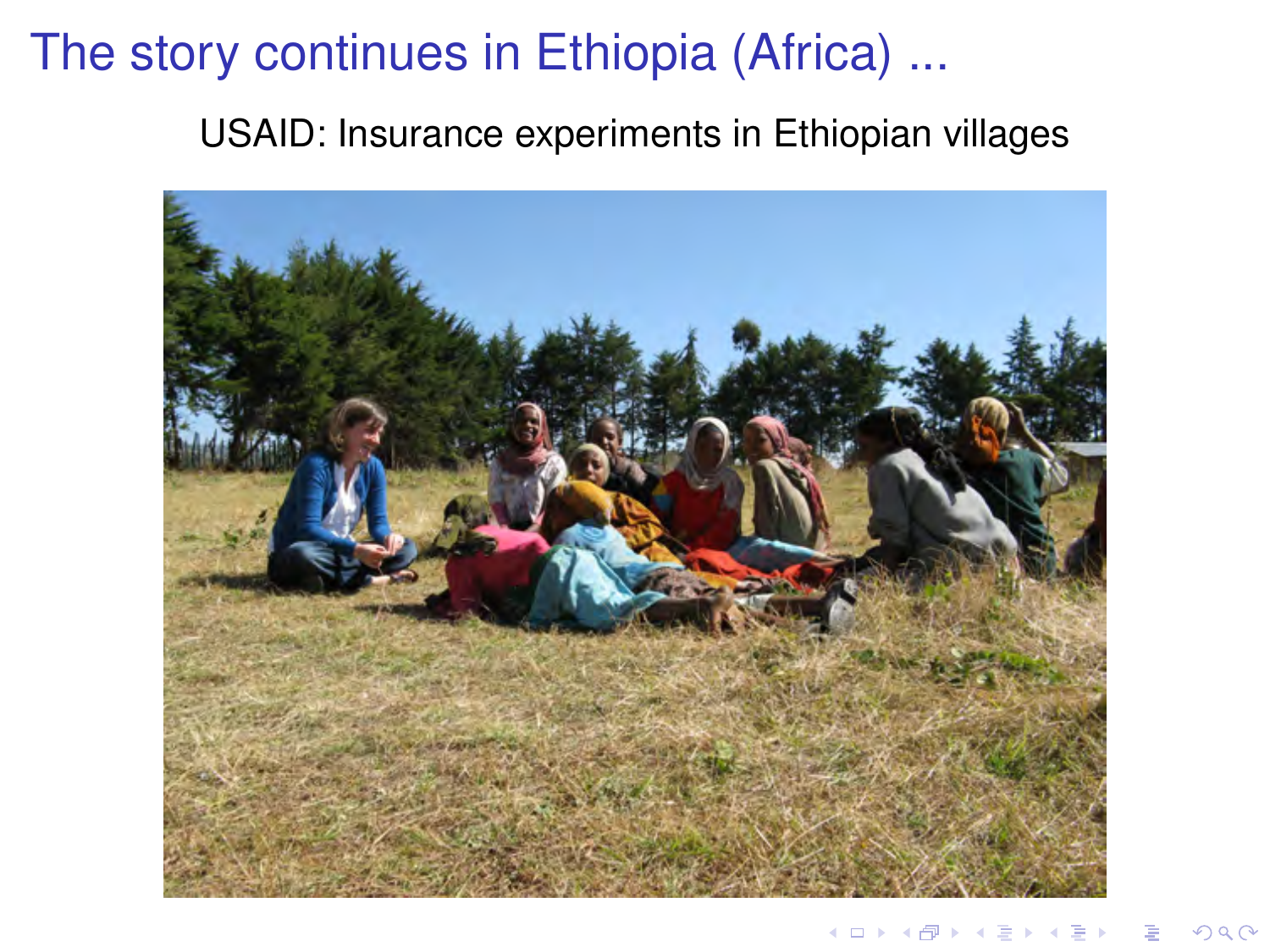# The story continues in Ethiopia (Africa) ...

USAID: Insurance experiments in Ethiopian villages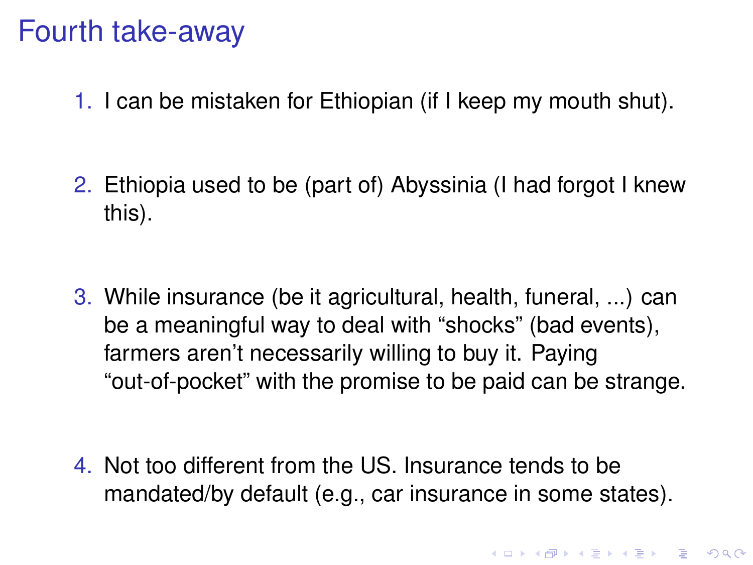# Fourth take-away

1. I can be mistaken for Ethiopian (if I keep my mouth shut).

2. Ethiopia used to be (part of) Abyssinia (I had forgot I knew this).

3. While insurance (be it agricultural, health, funeral, ...) can be a meaningful way to deal with "shocks" (bad events), farmers aren't necessarily willing to buy it. Paying "out-of-pocket" with the promise to be paid can be strange.

4. Not too different from the US. Insurance tends to be mandated/by default (e.g., car insurance in some states).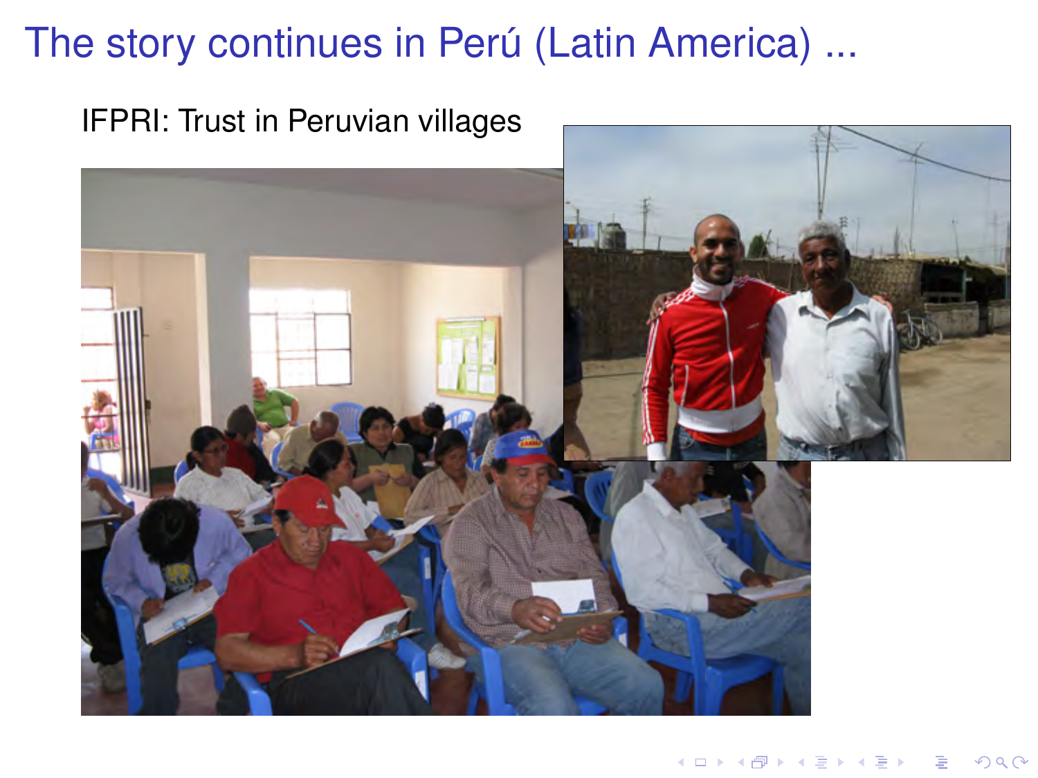# The story continues in Perú (Latin America) ...

IFPRI: Trust in Peruvian villages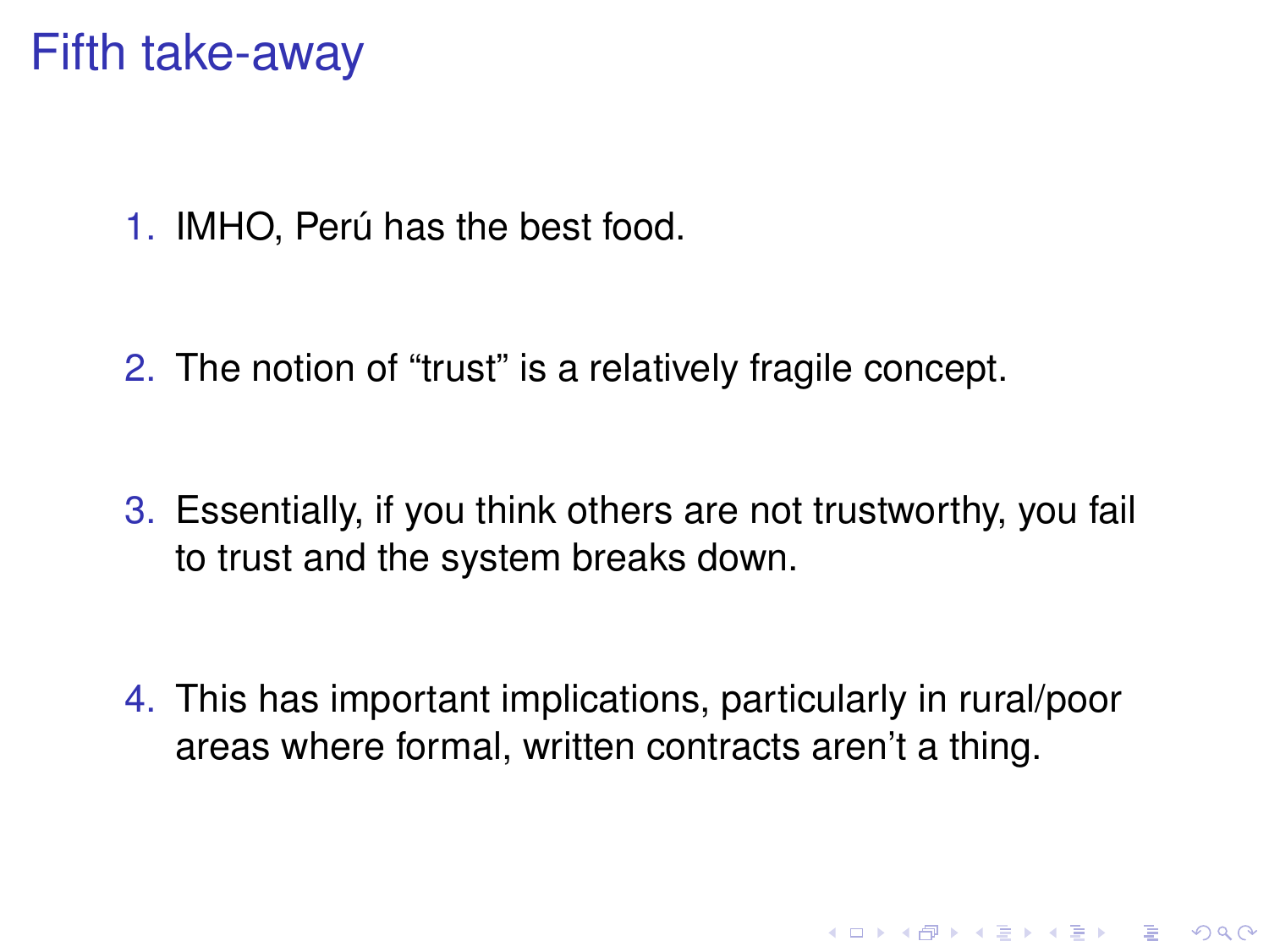# Fifth take-away

1. IMHO, Perú has the best food.
2. The notion of “trust” is a relatively fragile concept.
3. Essentially, if you think others are not trustworthy, you fail to trust and the system breaks down.
4. This has important implications, particularly in rural/poor areas where formal, written contracts aren’t a thing.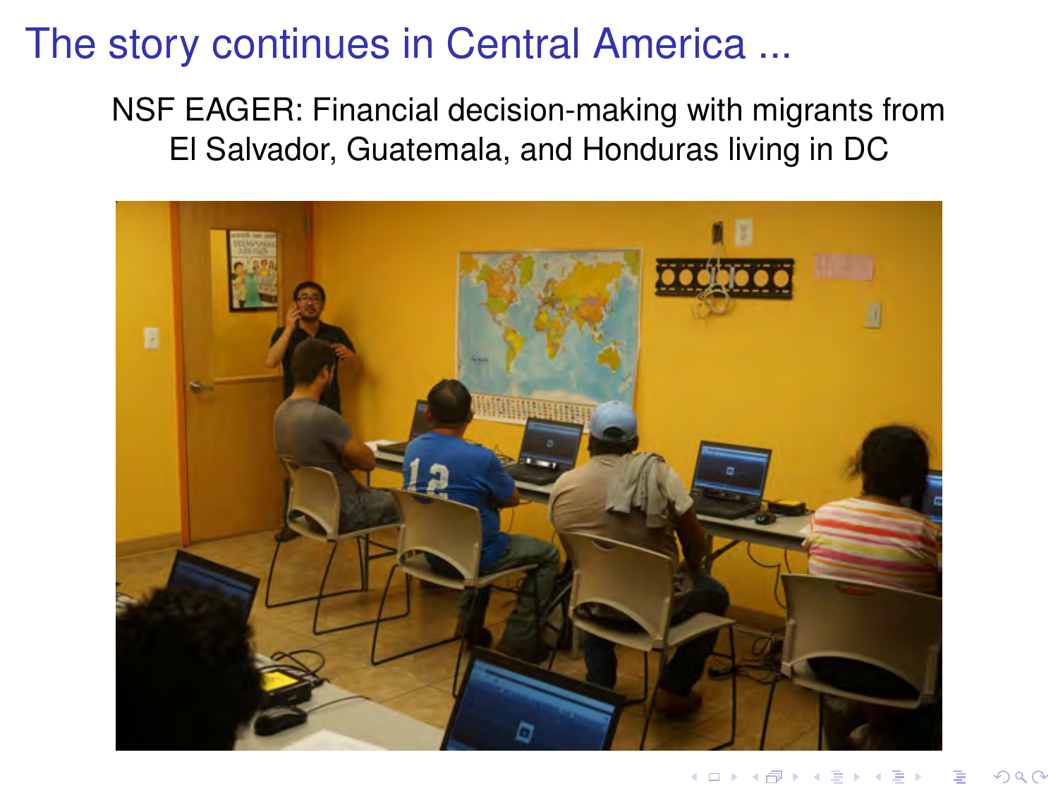# The story continues in Central America ...

NSF EAGER: Financial decision-making with migrants from El Salvador, Guatemala, and Honduras living in DC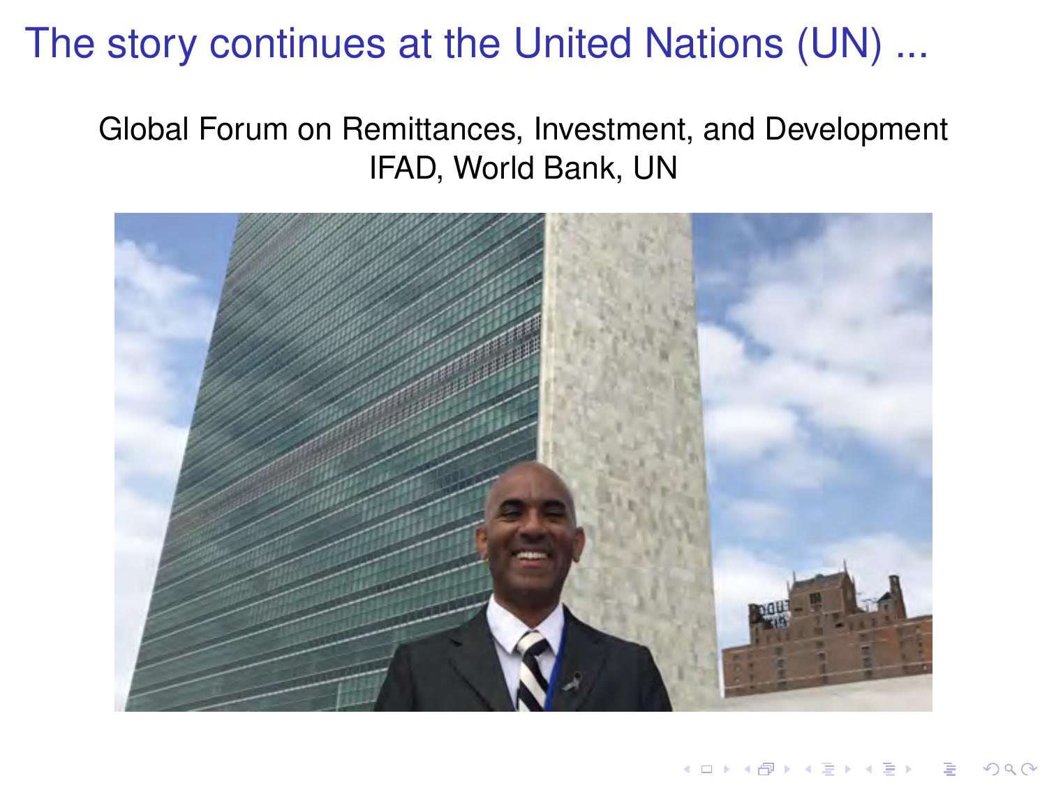# The story continues at the United Nations (UN) ...

Global Forum on Remittances, Investment, and Development
IFAD, World Bank, UN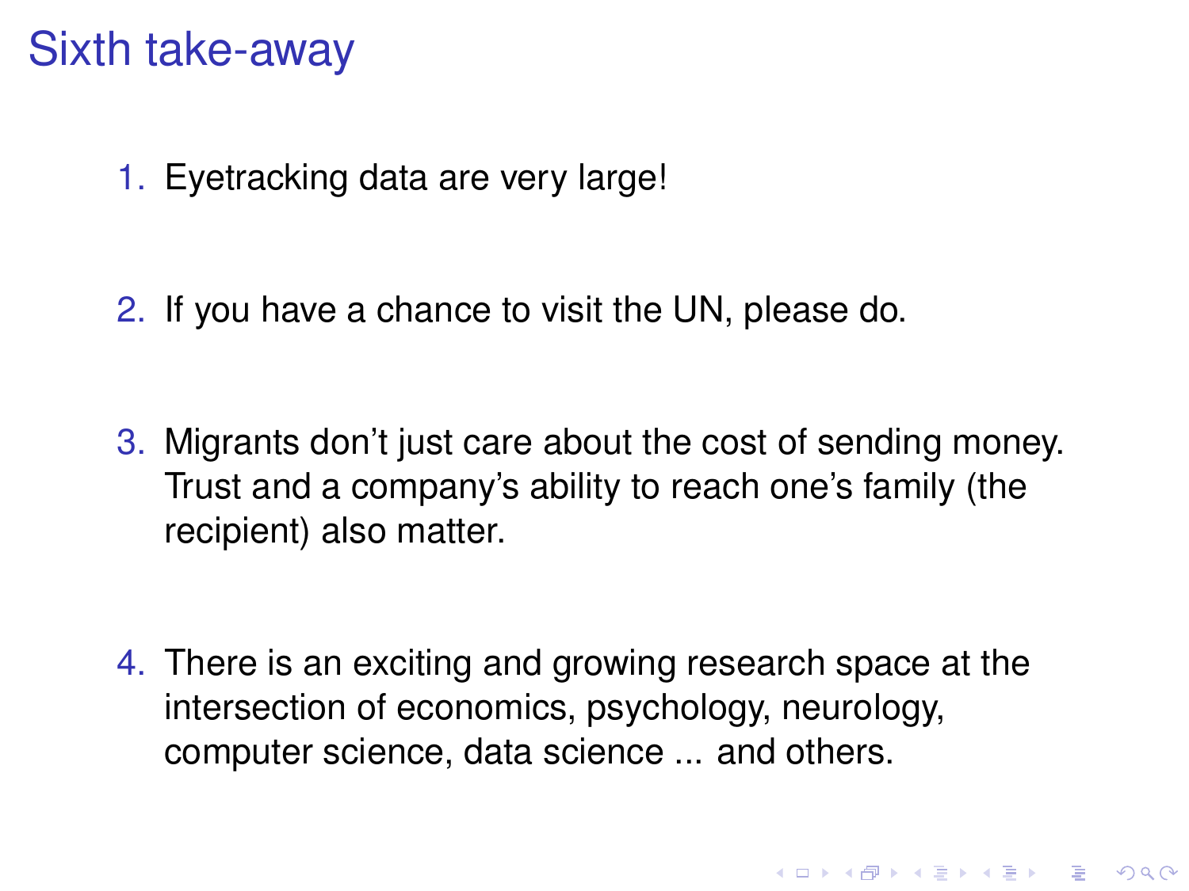# Sixth take-away

1. Eyetracking data are very large!

2. If you have a chance to visit the UN, please do.

3. Migrants don't just care about the cost of sending money. Trust and a company's ability to reach one's family (the recipient) also matter.

4. There is an exciting and growing research space at the intersection of economics, psychology, neurology, computer science, data science ... and others.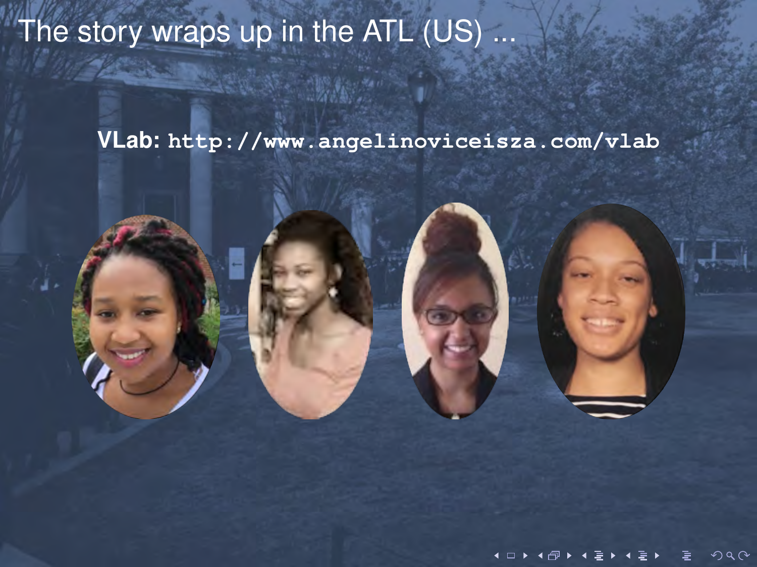# The story wraps up in the ATL (US) ...

**VLab:** `http://www.angelinoviceisza.com/vlab`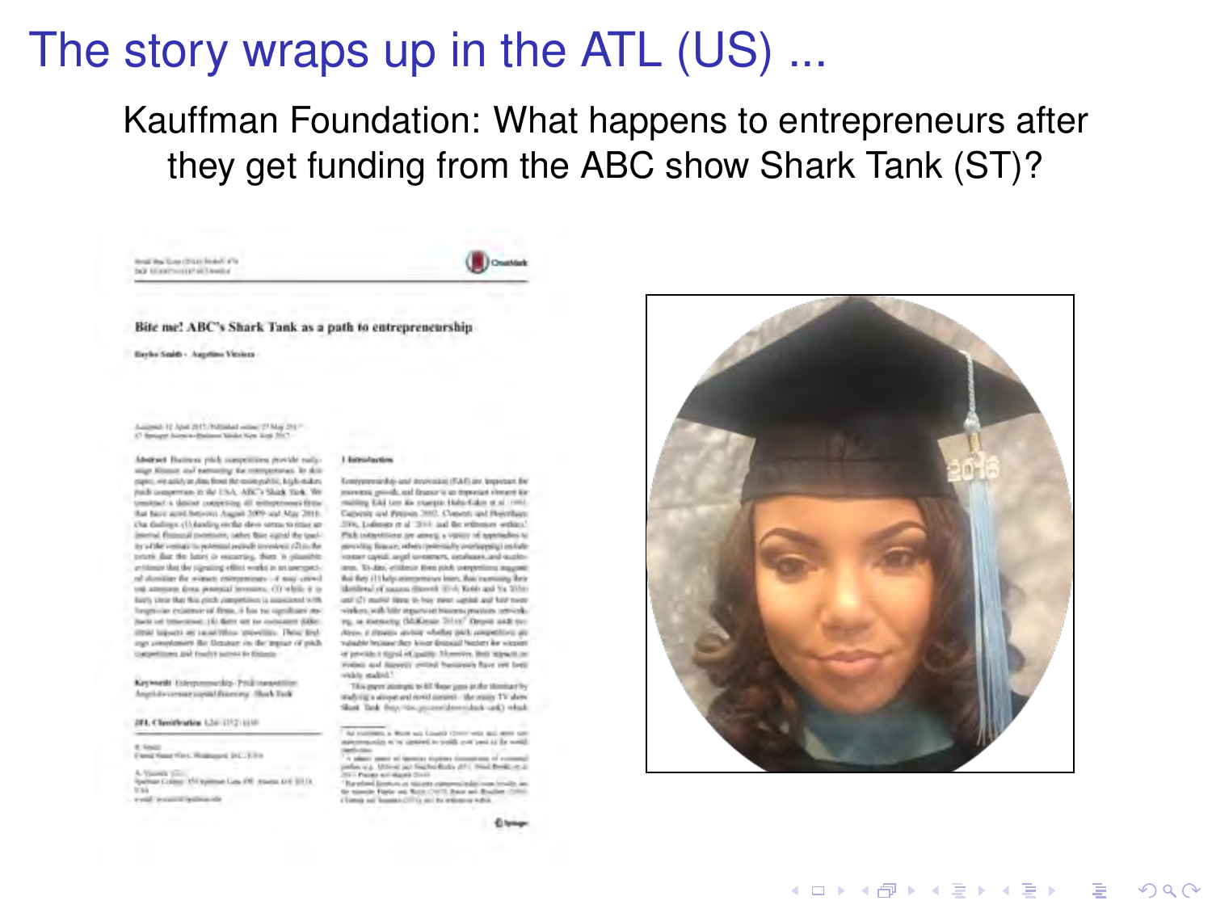# The story wraps up in the ATL (US) ...

Kauffman Foundation: What happens to entrepreneurs after they get funding from the ABC show Shark Tank (ST)?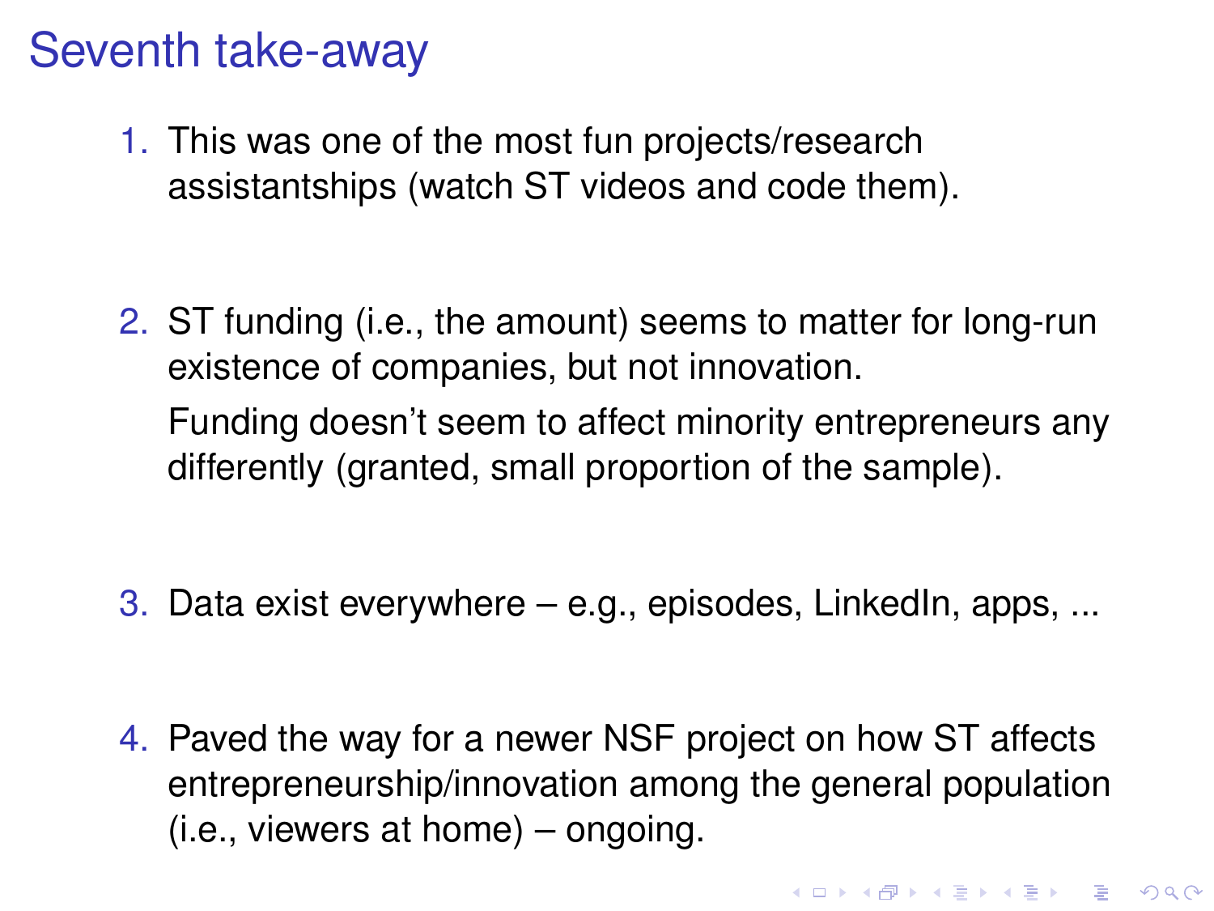# Seventh take-away

1. This was one of the most fun projects/research assistantships (watch ST videos and code them).

2. ST funding (i.e., the amount) seems to matter for long-run existence of companies, but not innovation.

   Funding doesn't seem to affect minority entrepreneurs any differently (granted, small proportion of the sample).

3. Data exist everywhere – e.g., episodes, LinkedIn, apps, ...

4. Paved the way for a newer NSF project on how ST affects entrepreneurship/innovation among the general population (i.e., viewers at home) – ongoing.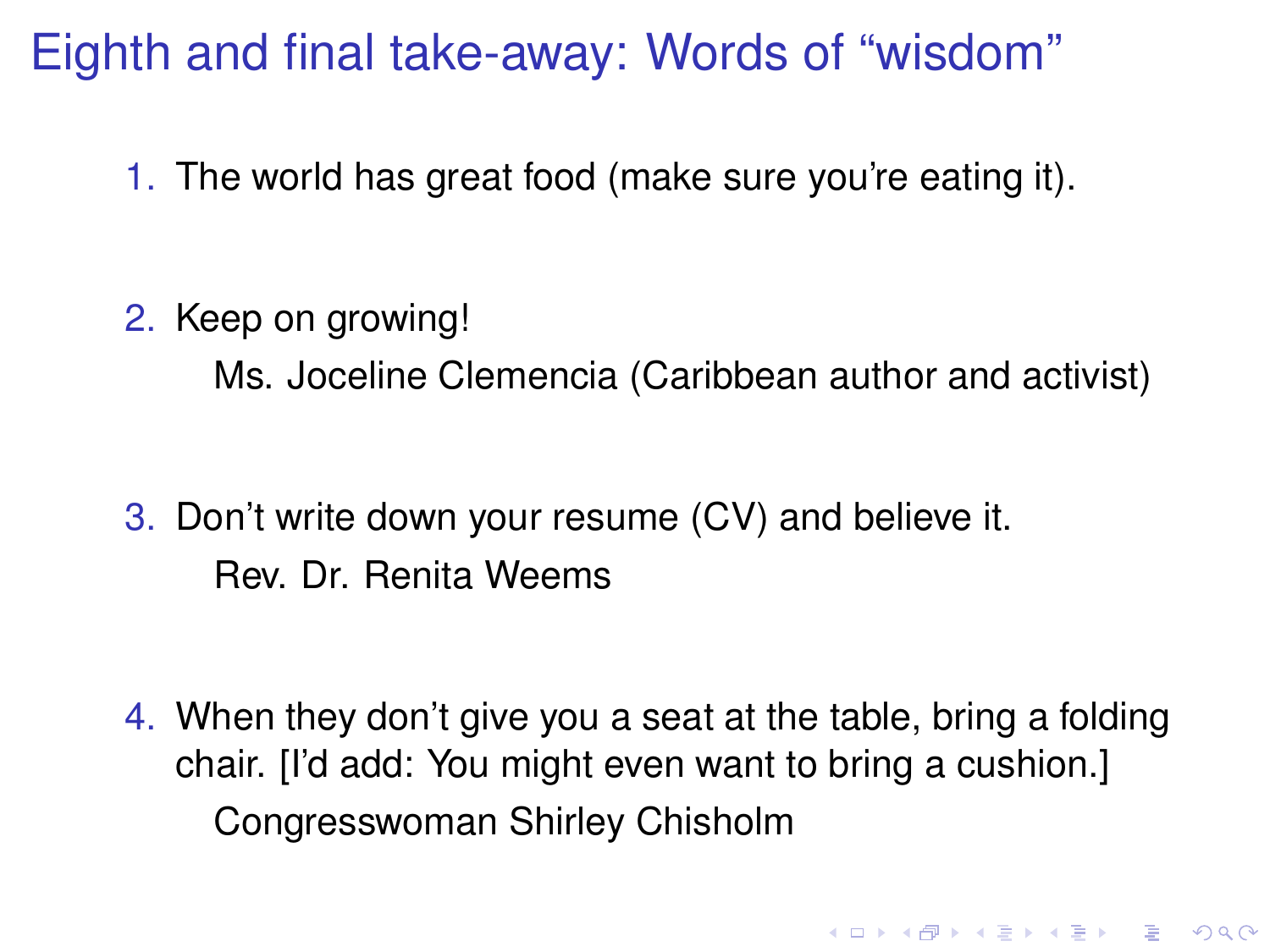# Eighth and final take-away: Words of "wisdom"

1. The world has great food (make sure you're eating it).

2. Keep on growing!

   Ms. Joceline Clemencia (Caribbean author and activist)

3. Don't write down your resume (CV) and believe it.

   Rev. Dr. Renita Weems

4. When they don't give you a seat at the table, bring a folding chair. [I'd add: You might even want to bring a cushion.]

   Congresswoman Shirley Chisholm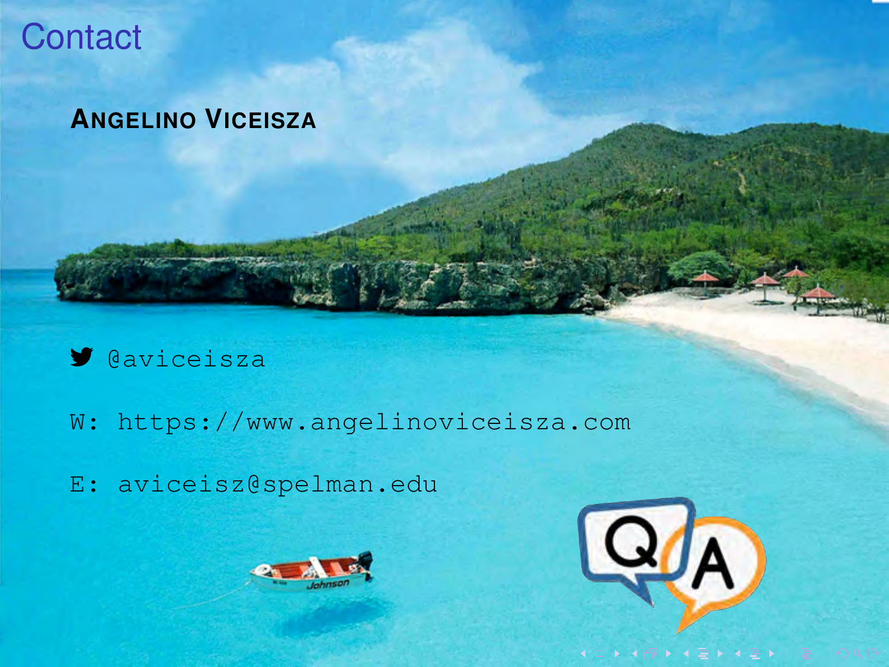# Contact

**ANGELINO VICEISZA**

@aviceisza

W: https://www.angelinoviceisza.com

E: aviceisz@spelman.edu